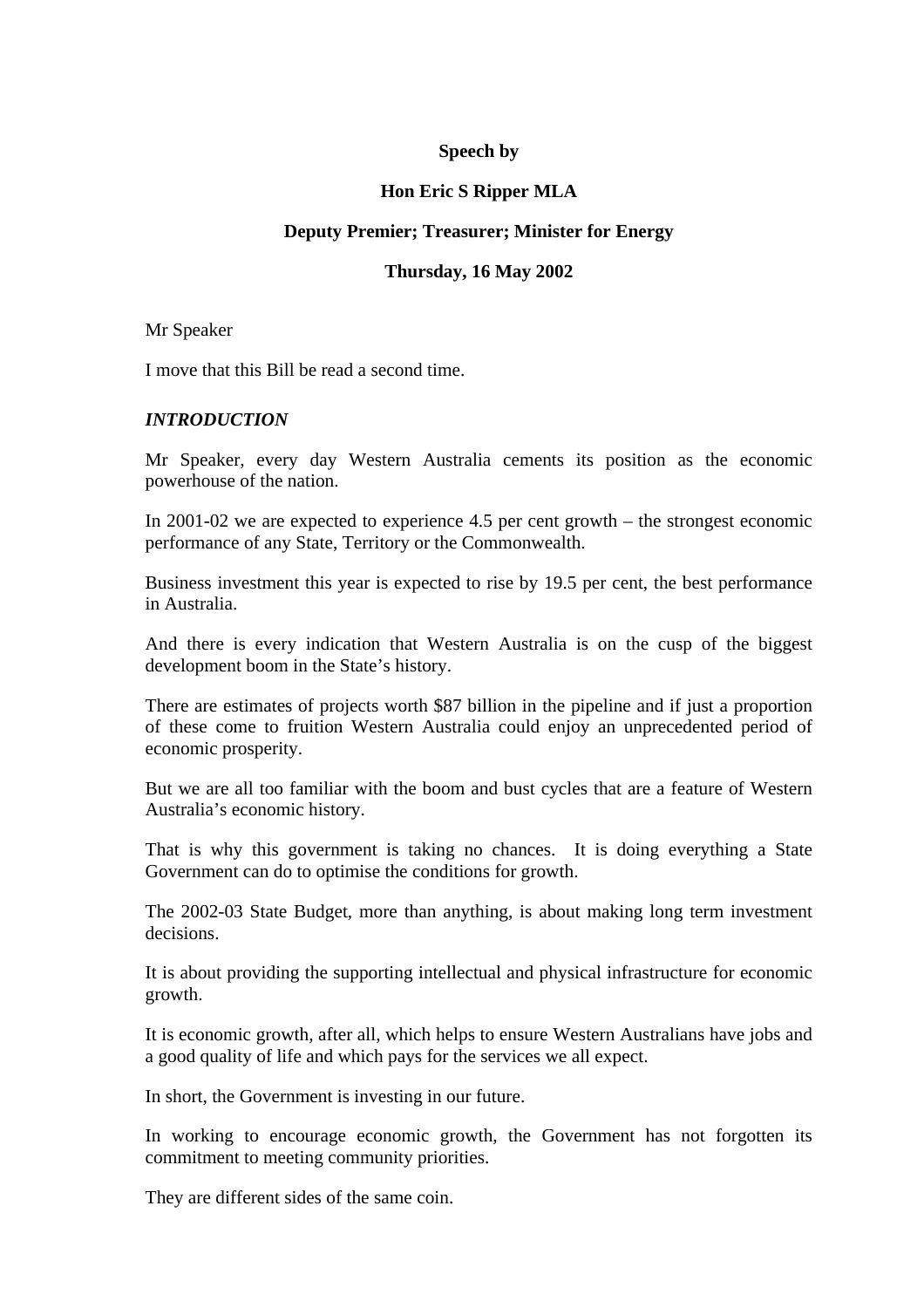**Speech by**

**Hon Eric S Ripper MLA**

**Deputy Premier; Treasurer; Minister for Energy**

**Thursday, 16 May 2002**

Mr Speaker

I move that this Bill be read a second time.

### *INTRODUCTION*

Mr Speaker, every day Western Australia cements its position as the economic powerhouse of the nation.

In 2001-02 we are expected to experience 4.5 per cent growth – the strongest economic performance of any State, Territory or the Commonwealth.

Business investment this year is expected to rise by 19.5 per cent, the best performance in Australia.

And there is every indication that Western Australia is on the cusp of the biggest development boom in the State's history.

There are estimates of projects worth $87 billion in the pipeline and if just a proportion of these come to fruition Western Australia could enjoy an unprecedented period of economic prosperity.

But we are all too familiar with the boom and bust cycles that are a feature of Western Australia's economic history.

That is why this government is taking no chances. It is doing everything a State Government can do to optimise the conditions for growth.

The 2002-03 State Budget, more than anything, is about making long term investment decisions.

It is about providing the supporting intellectual and physical infrastructure for economic growth.

It is economic growth, after all, which helps to ensure Western Australians have jobs and a good quality of life and which pays for the services we all expect.

In short, the Government is investing in our future.

In working to encourage economic growth, the Government has not forgotten its commitment to meeting community priorities.

They are different sides of the same coin.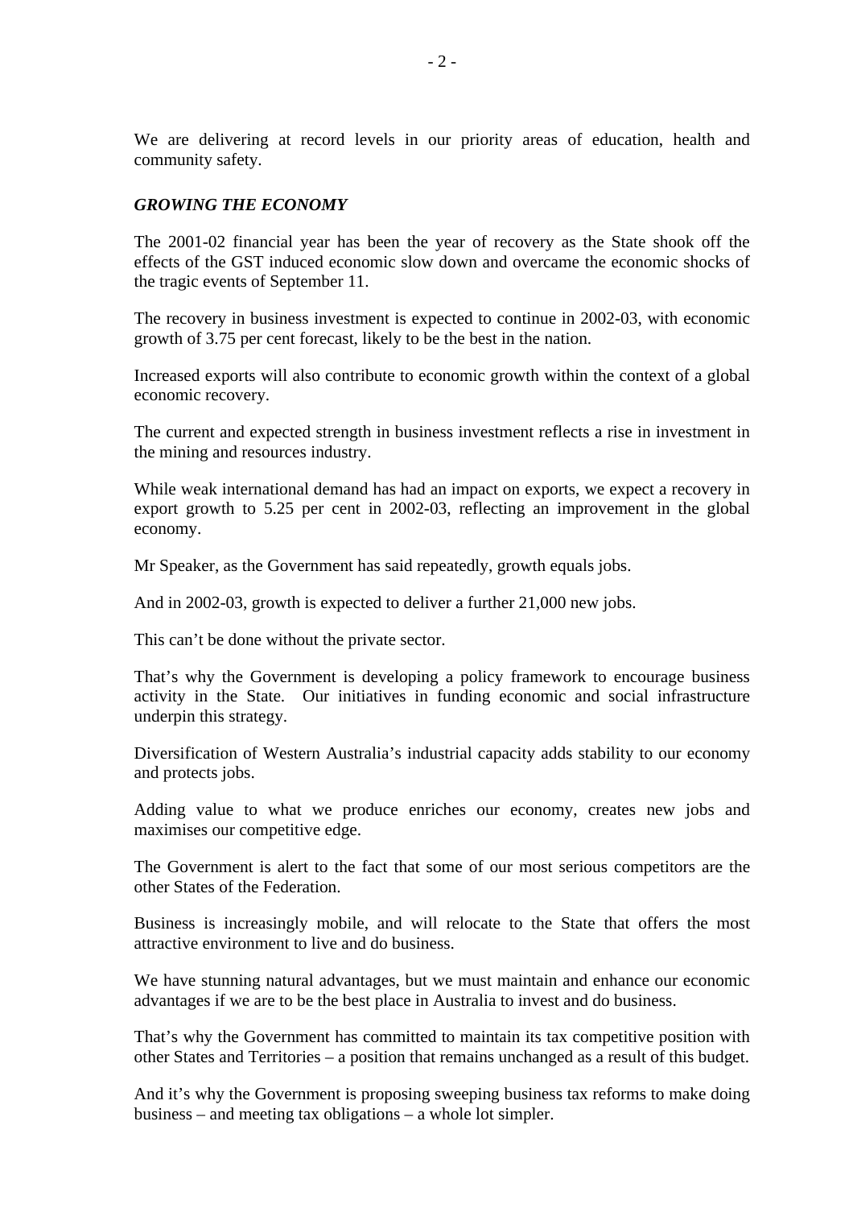We are delivering at record levels in our priority areas of education, health and community safety.

***GROWING THE ECONOMY***

The 2001-02 financial year has been the year of recovery as the State shook off the effects of the GST induced economic slow down and overcame the economic shocks of the tragic events of September 11.

The recovery in business investment is expected to continue in 2002-03, with economic growth of 3.75 per cent forecast, likely to be the best in the nation.

Increased exports will also contribute to economic growth within the context of a global economic recovery.

The current and expected strength in business investment reflects a rise in investment in the mining and resources industry.

While weak international demand has had an impact on exports, we expect a recovery in export growth to 5.25 per cent in 2002-03, reflecting an improvement in the global economy.

Mr Speaker, as the Government has said repeatedly, growth equals jobs.

And in 2002-03, growth is expected to deliver a further 21,000 new jobs.

This can't be done without the private sector.

That's why the Government is developing a policy framework to encourage business activity in the State. Our initiatives in funding economic and social infrastructure underpin this strategy.

Diversification of Western Australia's industrial capacity adds stability to our economy and protects jobs.

Adding value to what we produce enriches our economy, creates new jobs and maximises our competitive edge.

The Government is alert to the fact that some of our most serious competitors are the other States of the Federation.

Business is increasingly mobile, and will relocate to the State that offers the most attractive environment to live and do business.

We have stunning natural advantages, but we must maintain and enhance our economic advantages if we are to be the best place in Australia to invest and do business.

That's why the Government has committed to maintain its tax competitive position with other States and Territories – a position that remains unchanged as a result of this budget.

And it's why the Government is proposing sweeping business tax reforms to make doing business – and meeting tax obligations – a whole lot simpler.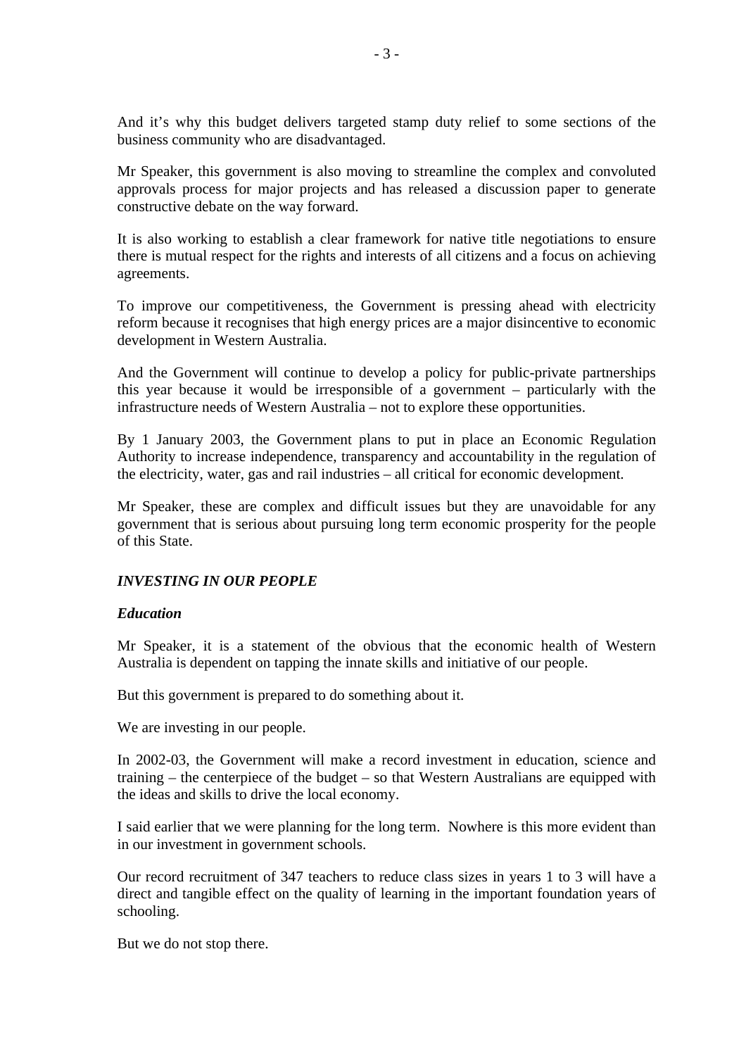And it’s why this budget delivers targeted stamp duty relief to some sections of the business community who are disadvantaged.

Mr Speaker, this government is also moving to streamline the complex and convoluted approvals process for major projects and has released a discussion paper to generate constructive debate on the way forward.

It is also working to establish a clear framework for native title negotiations to ensure there is mutual respect for the rights and interests of all citizens and a focus on achieving agreements.

To improve our competitiveness, the Government is pressing ahead with electricity reform because it recognises that high energy prices are a major disincentive to economic development in Western Australia.

And the Government will continue to develop a policy for public-private partnerships this year because it would be irresponsible of a government – particularly with the infrastructure needs of Western Australia – not to explore these opportunities.

By 1 January 2003, the Government plans to put in place an Economic Regulation Authority to increase independence, transparency and accountability in the regulation of the electricity, water, gas and rail industries – all critical for economic development.

Mr Speaker, these are complex and difficult issues but they are unavoidable for any government that is serious about pursuing long term economic prosperity for the people of this State.

## *INVESTING IN OUR PEOPLE*

### *Education*

Mr Speaker, it is a statement of the obvious that the economic health of Western Australia is dependent on tapping the innate skills and initiative of our people.

But this government is prepared to do something about it.

We are investing in our people.

In 2002-03, the Government will make a record investment in education, science and training – the centerpiece of the budget – so that Western Australians are equipped with the ideas and skills to drive the local economy.

I said earlier that we were planning for the long term. Nowhere is this more evident than in our investment in government schools.

Our record recruitment of 347 teachers to reduce class sizes in years 1 to 3 will have a direct and tangible effect on the quality of learning in the important foundation years of schooling.

But we do not stop there.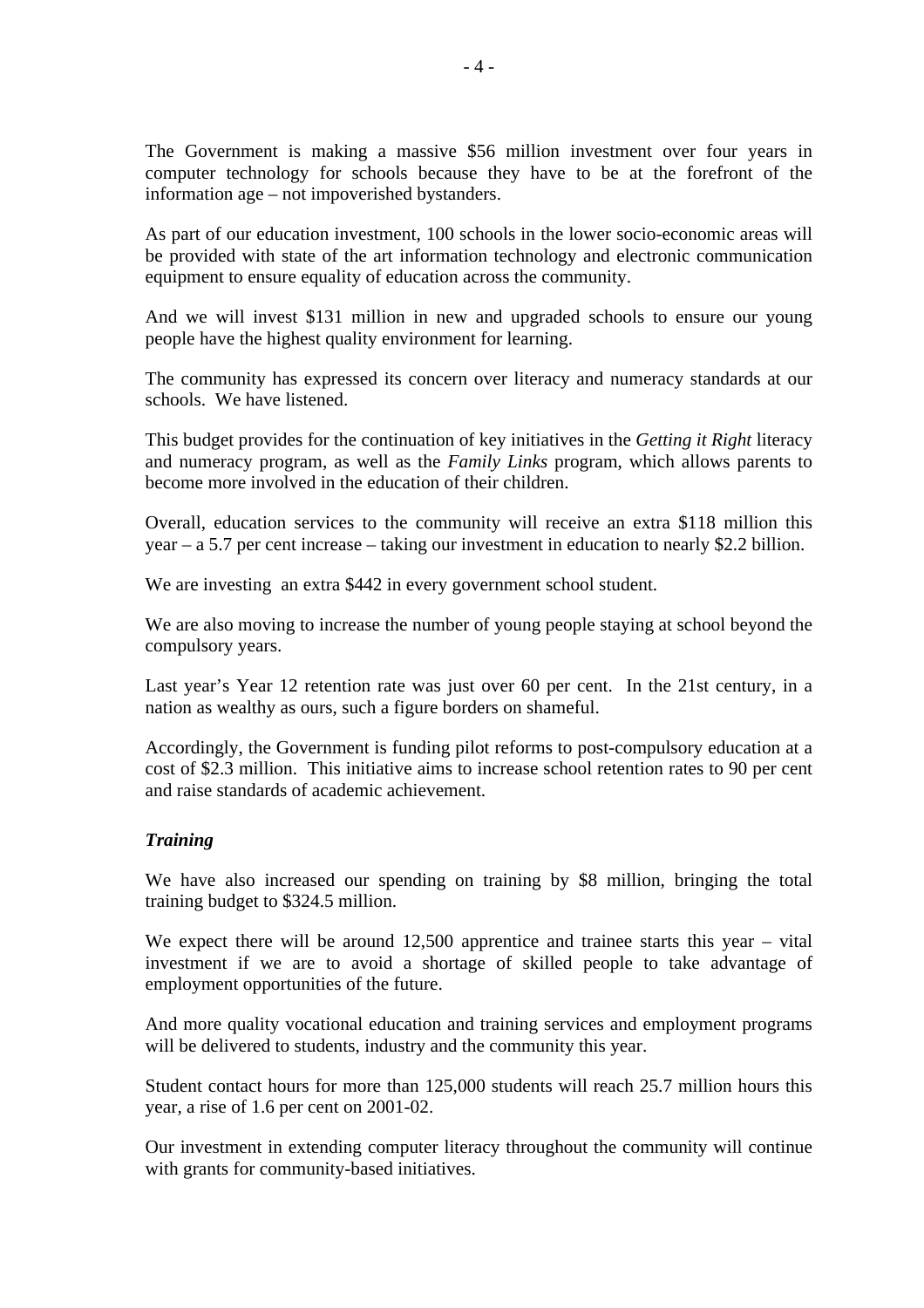The Government is making a massive $56 million investment over four years in computer technology for schools because they have to be at the forefront of the information age – not impoverished bystanders.

As part of our education investment, 100 schools in the lower socio-economic areas will be provided with state of the art information technology and electronic communication equipment to ensure equality of education across the community.

And we will invest $131 million in new and upgraded schools to ensure our young people have the highest quality environment for learning.

The community has expressed its concern over literacy and numeracy standards at our schools. We have listened.

This budget provides for the continuation of key initiatives in the *Getting it Right* literacy and numeracy program, as well as the *Family Links* program, which allows parents to become more involved in the education of their children.

Overall, education services to the community will receive an extra $118 million this year – a 5.7 per cent increase – taking our investment in education to nearly $2.2 billion.

We are investing an extra $442 in every government school student.

We are also moving to increase the number of young people staying at school beyond the compulsory years.

Last year's Year 12 retention rate was just over 60 per cent. In the 21st century, in a nation as wealthy as ours, such a figure borders on shameful.

Accordingly, the Government is funding pilot reforms to post-compulsory education at a cost of $2.3 million. This initiative aims to increase school retention rates to 90 per cent and raise standards of academic achievement.

***Training***

We have also increased our spending on training by $8 million, bringing the total training budget to $324.5 million.

We expect there will be around 12,500 apprentice and trainee starts this year – vital investment if we are to avoid a shortage of skilled people to take advantage of employment opportunities of the future.

And more quality vocational education and training services and employment programs will be delivered to students, industry and the community this year.

Student contact hours for more than 125,000 students will reach 25.7 million hours this year, a rise of 1.6 per cent on 2001-02.

Our investment in extending computer literacy throughout the community will continue with grants for community-based initiatives.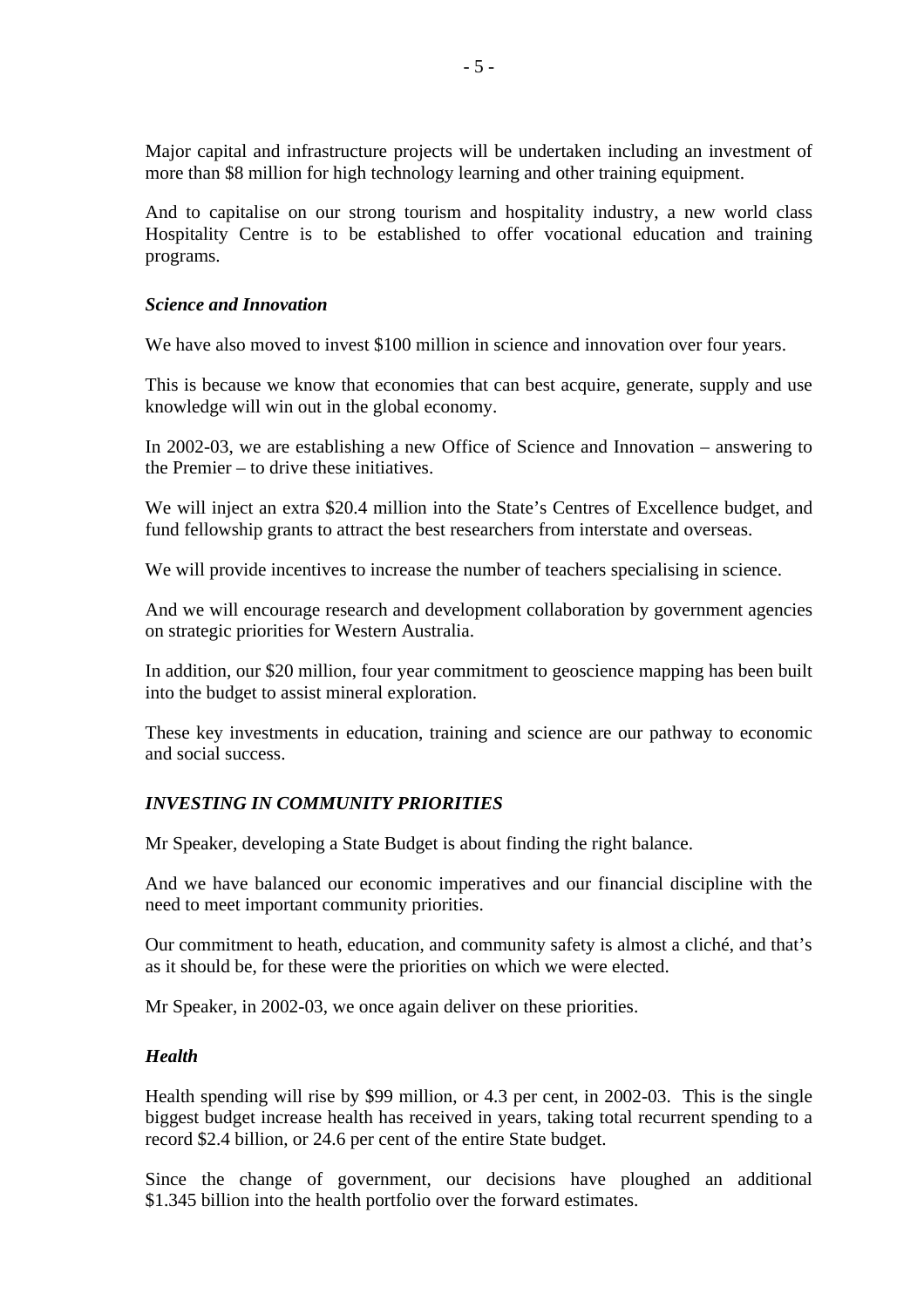Major capital and infrastructure projects will be undertaken including an investment of more than $8 million for high technology learning and other training equipment.

And to capitalise on our strong tourism and hospitality industry, a new world class Hospitality Centre is to be established to offer vocational education and training programs.

### *Science and Innovation*

We have also moved to invest $100 million in science and innovation over four years.

This is because we know that economies that can best acquire, generate, supply and use knowledge will win out in the global economy.

In 2002-03, we are establishing a new Office of Science and Innovation – answering to the Premier – to drive these initiatives.

We will inject an extra $20.4 million into the State's Centres of Excellence budget, and fund fellowship grants to attract the best researchers from interstate and overseas.

We will provide incentives to increase the number of teachers specialising in science.

And we will encourage research and development collaboration by government agencies on strategic priorities for Western Australia.

In addition, our $20 million, four year commitment to geoscience mapping has been built into the budget to assist mineral exploration.

These key investments in education, training and science are our pathway to economic and social success.

## *INVESTING IN COMMUNITY PRIORITIES*

Mr Speaker, developing a State Budget is about finding the right balance.

And we have balanced our economic imperatives and our financial discipline with the need to meet important community priorities.

Our commitment to heath, education, and community safety is almost a cliché, and that's as it should be, for these were the priorities on which we were elected.

Mr Speaker, in 2002-03, we once again deliver on these priorities.

### *Health*

Health spending will rise by $99 million, or 4.3 per cent, in 2002-03. This is the single biggest budget increase health has received in years, taking total recurrent spending to a record $2.4 billion, or 24.6 per cent of the entire State budget.

Since the change of government, our decisions have ploughed an additional $1.345 billion into the health portfolio over the forward estimates.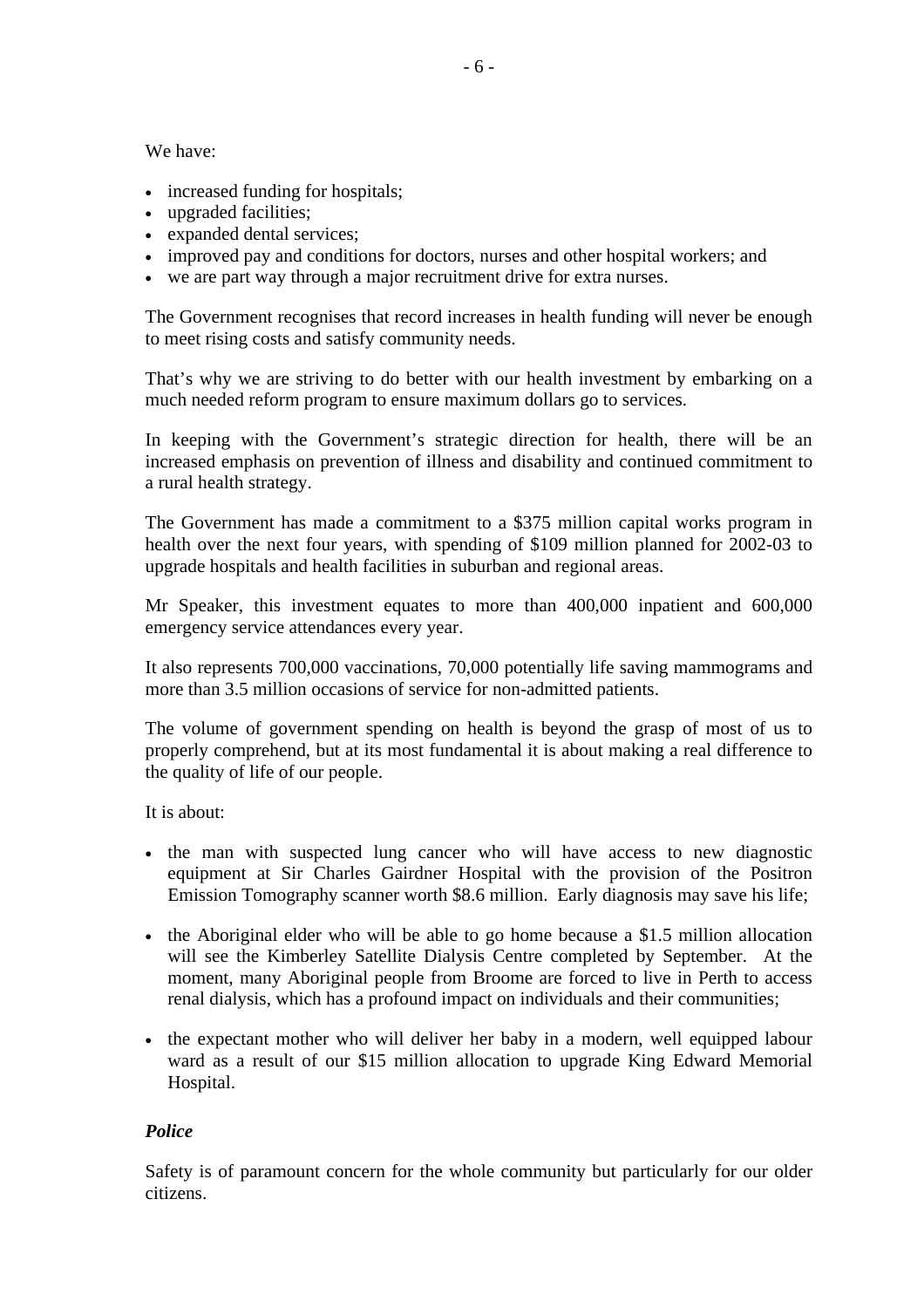We have:

- increased funding for hospitals;
- upgraded facilities;
- expanded dental services;
- improved pay and conditions for doctors, nurses and other hospital workers; and
- we are part way through a major recruitment drive for extra nurses.

The Government recognises that record increases in health funding will never be enough to meet rising costs and satisfy community needs.

That's why we are striving to do better with our health investment by embarking on a much needed reform program to ensure maximum dollars go to services.

In keeping with the Government's strategic direction for health, there will be an increased emphasis on prevention of illness and disability and continued commitment to a rural health strategy.

The Government has made a commitment to a $375 million capital works program in health over the next four years, with spending of $109 million planned for 2002-03 to upgrade hospitals and health facilities in suburban and regional areas.

Mr Speaker, this investment equates to more than 400,000 inpatient and 600,000 emergency service attendances every year.

It also represents 700,000 vaccinations, 70,000 potentially life saving mammograms and more than 3.5 million occasions of service for non-admitted patients.

The volume of government spending on health is beyond the grasp of most of us to properly comprehend, but at its most fundamental it is about making a real difference to the quality of life of our people.

It is about:

- the man with suspected lung cancer who will have access to new diagnostic equipment at Sir Charles Gairdner Hospital with the provision of the Positron Emission Tomography scanner worth $8.6 million. Early diagnosis may save his life;

- the Aboriginal elder who will be able to go home because a $1.5 million allocation will see the Kimberley Satellite Dialysis Centre completed by September. At the moment, many Aboriginal people from Broome are forced to live in Perth to access renal dialysis, which has a profound impact on individuals and their communities;

- the expectant mother who will deliver her baby in a modern, well equipped labour ward as a result of our $15 million allocation to upgrade King Edward Memorial Hospital.

### *Police*

Safety is of paramount concern for the whole community but particularly for our older citizens.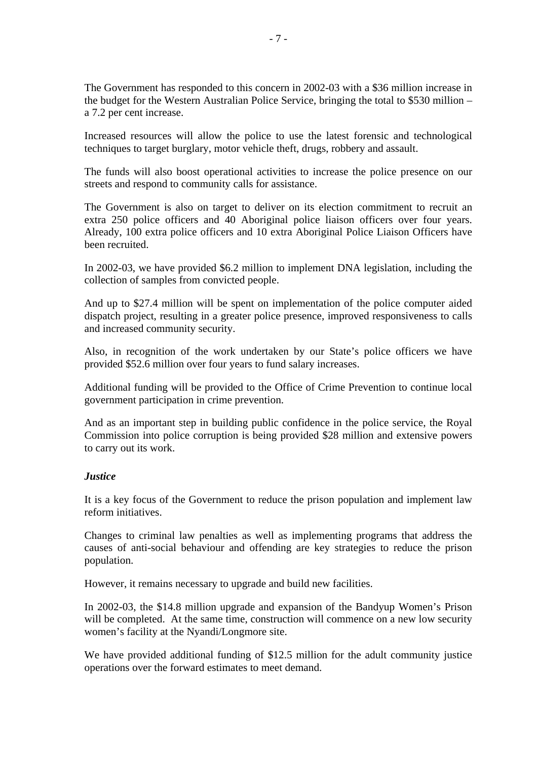The Government has responded to this concern in 2002-03 with a $36 million increase in the budget for the Western Australian Police Service, bringing the total to $530 million – a 7.2 per cent increase.

Increased resources will allow the police to use the latest forensic and technological techniques to target burglary, motor vehicle theft, drugs, robbery and assault.

The funds will also boost operational activities to increase the police presence on our streets and respond to community calls for assistance.

The Government is also on target to deliver on its election commitment to recruit an extra 250 police officers and 40 Aboriginal police liaison officers over four years. Already, 100 extra police officers and 10 extra Aboriginal Police Liaison Officers have been recruited.

In 2002-03, we have provided $6.2 million to implement DNA legislation, including the collection of samples from convicted people.

And up to $27.4 million will be spent on implementation of the police computer aided dispatch project, resulting in a greater police presence, improved responsiveness to calls and increased community security.

Also, in recognition of the work undertaken by our State's police officers we have provided $52.6 million over four years to fund salary increases.

Additional funding will be provided to the Office of Crime Prevention to continue local government participation in crime prevention.

And as an important step in building public confidence in the police service, the Royal Commission into police corruption is being provided $28 million and extensive powers to carry out its work.

***Justice***

It is a key focus of the Government to reduce the prison population and implement law reform initiatives.

Changes to criminal law penalties as well as implementing programs that address the causes of anti-social behaviour and offending are key strategies to reduce the prison population.

However, it remains necessary to upgrade and build new facilities.

In 2002-03, the $14.8 million upgrade and expansion of the Bandyup Women's Prison will be completed. At the same time, construction will commence on a new low security women's facility at the Nyandi/Longmore site.

We have provided additional funding of $12.5 million for the adult community justice operations over the forward estimates to meet demand.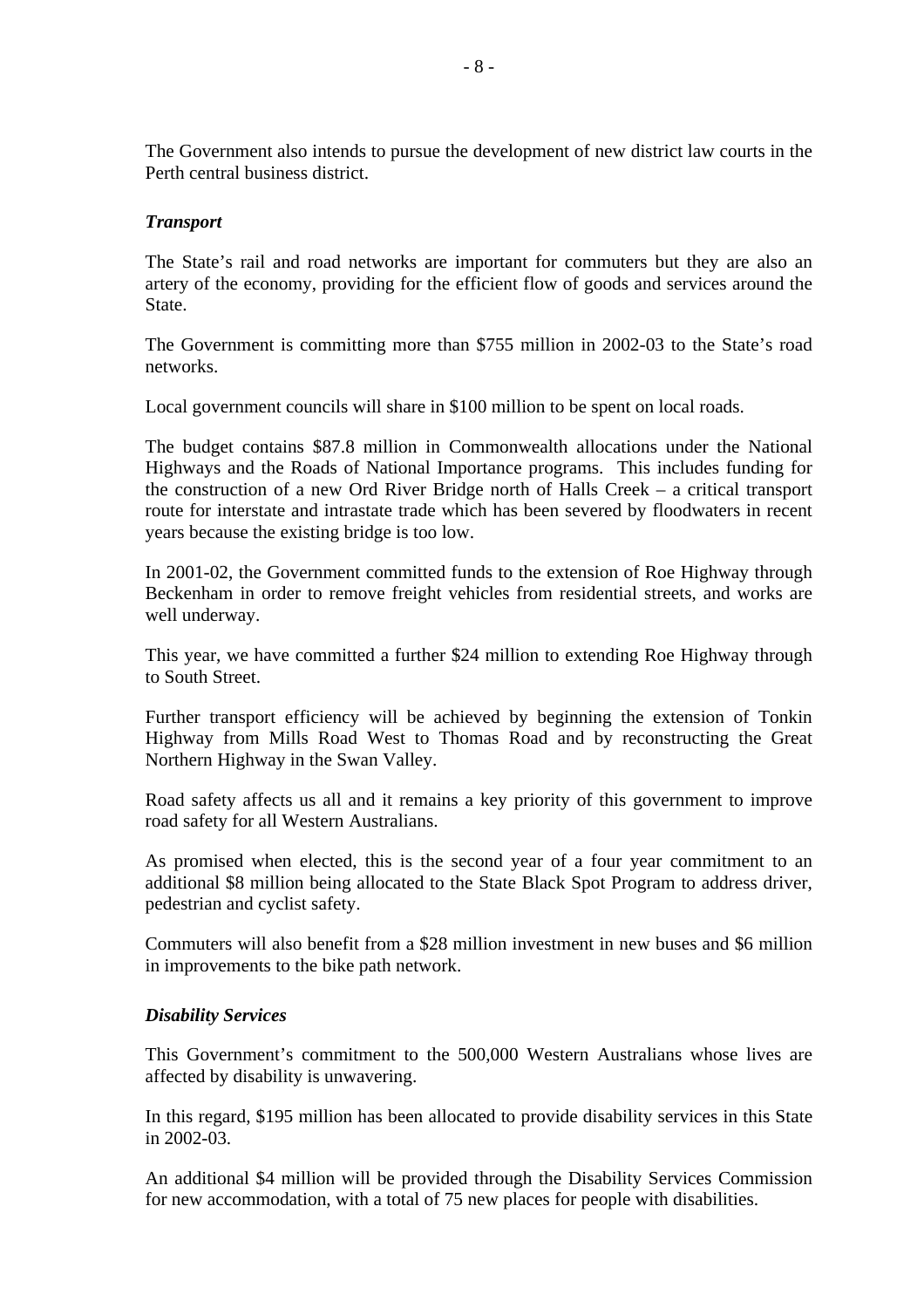The Government also intends to pursue the development of new district law courts in the Perth central business district.

***Transport***

The State's rail and road networks are important for commuters but they are also an artery of the economy, providing for the efficient flow of goods and services around the State.

The Government is committing more than $755 million in 2002-03 to the State's road networks.

Local government councils will share in $100 million to be spent on local roads.

The budget contains $87.8 million in Commonwealth allocations under the National Highways and the Roads of National Importance programs. This includes funding for the construction of a new Ord River Bridge north of Halls Creek – a critical transport route for interstate and intrastate trade which has been severed by floodwaters in recent years because the existing bridge is too low.

In 2001-02, the Government committed funds to the extension of Roe Highway through Beckenham in order to remove freight vehicles from residential streets, and works are well underway.

This year, we have committed a further $24 million to extending Roe Highway through to South Street.

Further transport efficiency will be achieved by beginning the extension of Tonkin Highway from Mills Road West to Thomas Road and by reconstructing the Great Northern Highway in the Swan Valley.

Road safety affects us all and it remains a key priority of this government to improve road safety for all Western Australians.

As promised when elected, this is the second year of a four year commitment to an additional $8 million being allocated to the State Black Spot Program to address driver, pedestrian and cyclist safety.

Commuters will also benefit from a $28 million investment in new buses and $6 million in improvements to the bike path network.

***Disability Services***

This Government's commitment to the 500,000 Western Australians whose lives are affected by disability is unwavering.

In this regard, $195 million has been allocated to provide disability services in this State in 2002-03.

An additional $4 million will be provided through the Disability Services Commission for new accommodation, with a total of 75 new places for people with disabilities.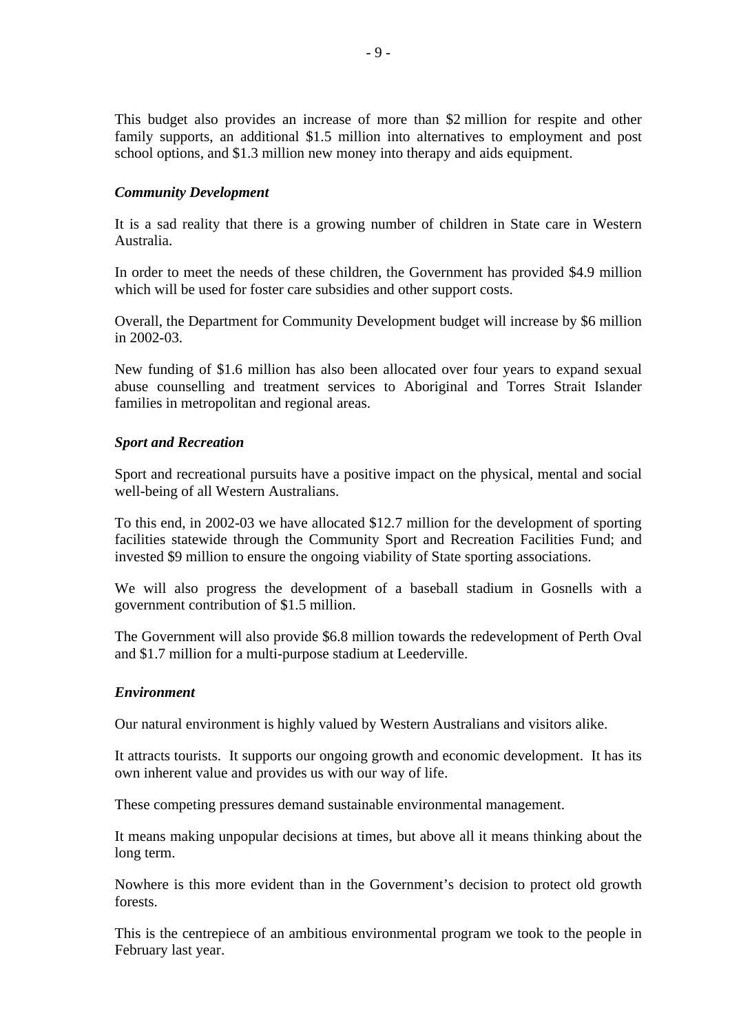This budget also provides an increase of more than $2 million for respite and other family supports, an additional $1.5 million into alternatives to employment and post school options, and $1.3 million new money into therapy and aids equipment.

***Community Development***

It is a sad reality that there is a growing number of children in State care in Western Australia.

In order to meet the needs of these children, the Government has provided $4.9 million which will be used for foster care subsidies and other support costs.

Overall, the Department for Community Development budget will increase by $6 million in 2002-03.

New funding of $1.6 million has also been allocated over four years to expand sexual abuse counselling and treatment services to Aboriginal and Torres Strait Islander families in metropolitan and regional areas.

***Sport and Recreation***

Sport and recreational pursuits have a positive impact on the physical, mental and social well-being of all Western Australians.

To this end, in 2002-03 we have allocated $12.7 million for the development of sporting facilities statewide through the Community Sport and Recreation Facilities Fund; and invested $9 million to ensure the ongoing viability of State sporting associations.

We will also progress the development of a baseball stadium in Gosnells with a government contribution of $1.5 million.

The Government will also provide $6.8 million towards the redevelopment of Perth Oval and $1.7 million for a multi-purpose stadium at Leederville.

***Environment***

Our natural environment is highly valued by Western Australians and visitors alike.

It attracts tourists. It supports our ongoing growth and economic development. It has its own inherent value and provides us with our way of life.

These competing pressures demand sustainable environmental management.

It means making unpopular decisions at times, but above all it means thinking about the long term.

Nowhere is this more evident than in the Government's decision to protect old growth forests.

This is the centrepiece of an ambitious environmental program we took to the people in February last year.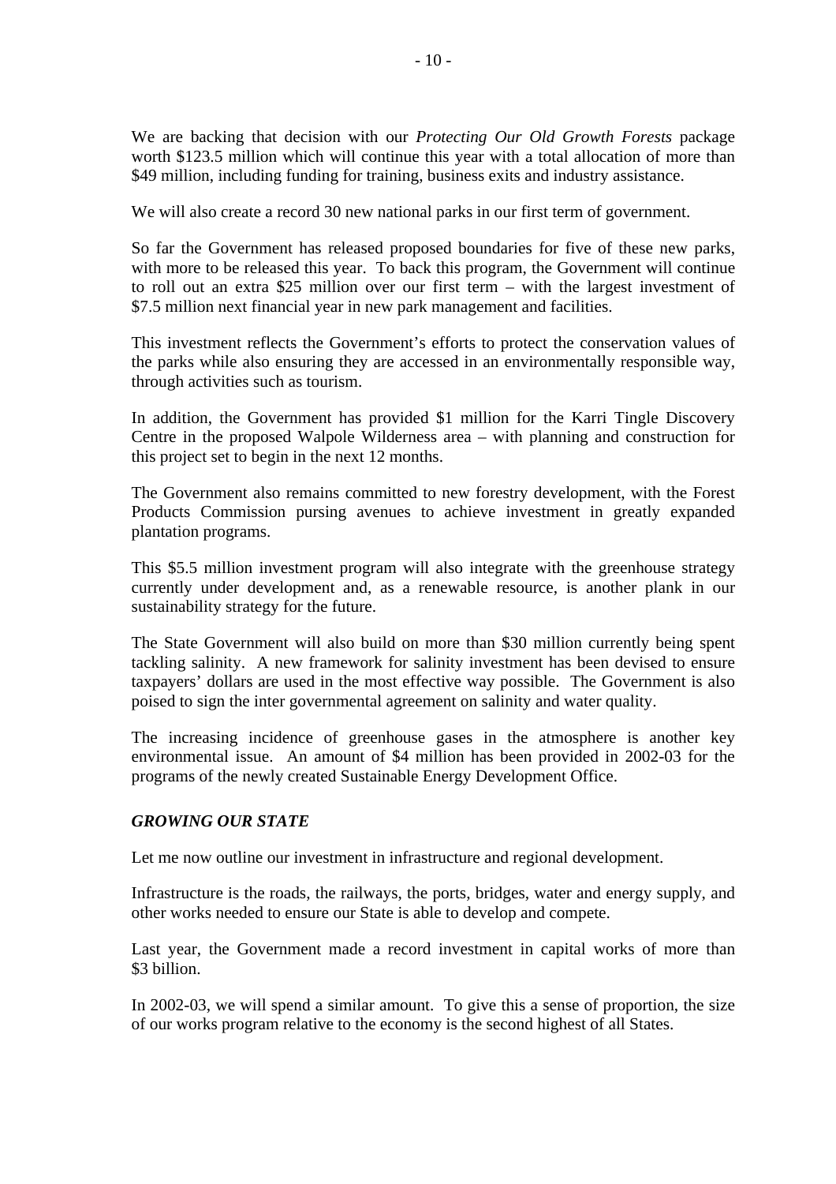We are backing that decision with our *Protecting Our Old Growth Forests* package worth $123.5 million which will continue this year with a total allocation of more than $49 million, including funding for training, business exits and industry assistance.

We will also create a record 30 new national parks in our first term of government.

So far the Government has released proposed boundaries for five of these new parks, with more to be released this year. To back this program, the Government will continue to roll out an extra $25 million over our first term – with the largest investment of $7.5 million next financial year in new park management and facilities.

This investment reflects the Government's efforts to protect the conservation values of the parks while also ensuring they are accessed in an environmentally responsible way, through activities such as tourism.

In addition, the Government has provided $1 million for the Karri Tingle Discovery Centre in the proposed Walpole Wilderness area – with planning and construction for this project set to begin in the next 12 months.

The Government also remains committed to new forestry development, with the Forest Products Commission pursing avenues to achieve investment in greatly expanded plantation programs.

This $5.5 million investment program will also integrate with the greenhouse strategy currently under development and, as a renewable resource, is another plank in our sustainability strategy for the future.

The State Government will also build on more than $30 million currently being spent tackling salinity. A new framework for salinity investment has been devised to ensure taxpayers' dollars are used in the most effective way possible. The Government is also poised to sign the inter governmental agreement on salinity and water quality.

The increasing incidence of greenhouse gases in the atmosphere is another key environmental issue. An amount of $4 million has been provided in 2002-03 for the programs of the newly created Sustainable Energy Development Office.

## *GROWING OUR STATE*

Let me now outline our investment in infrastructure and regional development.

Infrastructure is the roads, the railways, the ports, bridges, water and energy supply, and other works needed to ensure our State is able to develop and compete.

Last year, the Government made a record investment in capital works of more than $3 billion.

In 2002-03, we will spend a similar amount. To give this a sense of proportion, the size of our works program relative to the economy is the second highest of all States.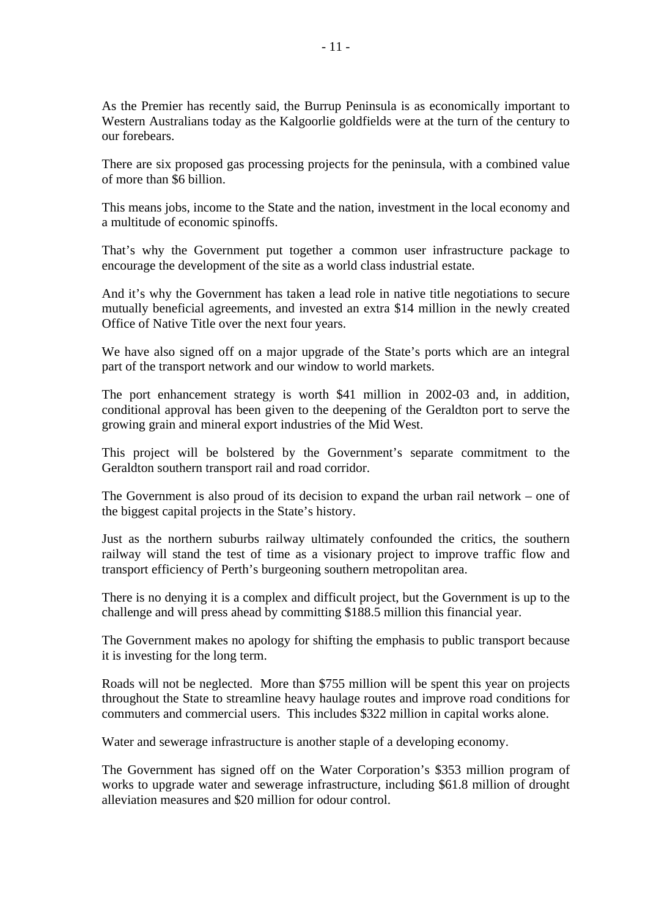As the Premier has recently said, the Burrup Peninsula is as economically important to Western Australians today as the Kalgoorlie goldfields were at the turn of the century to our forebears.

There are six proposed gas processing projects for the peninsula, with a combined value of more than $6 billion.

This means jobs, income to the State and the nation, investment in the local economy and a multitude of economic spinoffs.

That's why the Government put together a common user infrastructure package to encourage the development of the site as a world class industrial estate.

And it's why the Government has taken a lead role in native title negotiations to secure mutually beneficial agreements, and invested an extra $14 million in the newly created Office of Native Title over the next four years.

We have also signed off on a major upgrade of the State's ports which are an integral part of the transport network and our window to world markets.

The port enhancement strategy is worth $41 million in 2002-03 and, in addition, conditional approval has been given to the deepening of the Geraldton port to serve the growing grain and mineral export industries of the Mid West.

This project will be bolstered by the Government's separate commitment to the Geraldton southern transport rail and road corridor.

The Government is also proud of its decision to expand the urban rail network – one of the biggest capital projects in the State's history.

Just as the northern suburbs railway ultimately confounded the critics, the southern railway will stand the test of time as a visionary project to improve traffic flow and transport efficiency of Perth's burgeoning southern metropolitan area.

There is no denying it is a complex and difficult project, but the Government is up to the challenge and will press ahead by committing $188.5 million this financial year.

The Government makes no apology for shifting the emphasis to public transport because it is investing for the long term.

Roads will not be neglected. More than $755 million will be spent this year on projects throughout the State to streamline heavy haulage routes and improve road conditions for commuters and commercial users. This includes $322 million in capital works alone.

Water and sewerage infrastructure is another staple of a developing economy.

The Government has signed off on the Water Corporation's $353 million program of works to upgrade water and sewerage infrastructure, including $61.8 million of drought alleviation measures and $20 million for odour control.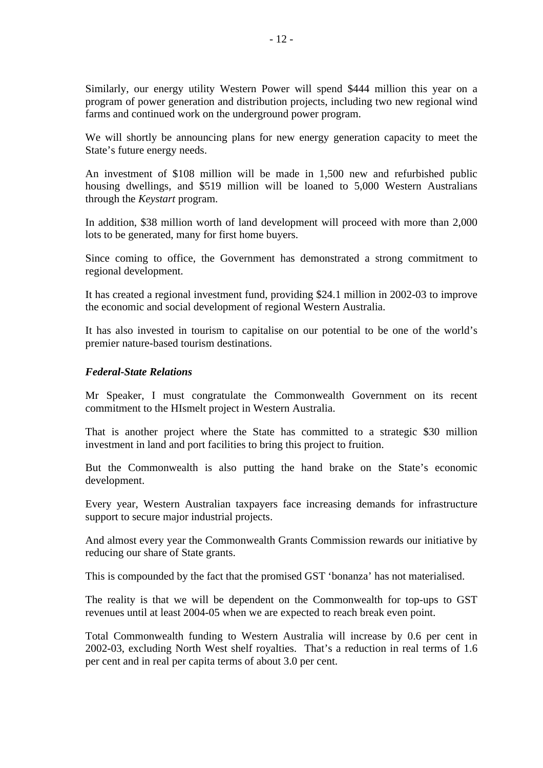Similarly, our energy utility Western Power will spend $444 million this year on a program of power generation and distribution projects, including two new regional wind farms and continued work on the underground power program.

We will shortly be announcing plans for new energy generation capacity to meet the State's future energy needs.

An investment of $108 million will be made in 1,500 new and refurbished public housing dwellings, and $519 million will be loaned to 5,000 Western Australians through the *Keystart* program.

In addition, $38 million worth of land development will proceed with more than 2,000 lots to be generated, many for first home buyers.

Since coming to office, the Government has demonstrated a strong commitment to regional development.

It has created a regional investment fund, providing $24.1 million in 2002-03 to improve the economic and social development of regional Western Australia.

It has also invested in tourism to capitalise on our potential to be one of the world's premier nature-based tourism destinations.

### *Federal-State Relations*

Mr Speaker, I must congratulate the Commonwealth Government on its recent commitment to the HIsmelt project in Western Australia.

That is another project where the State has committed to a strategic $30 million investment in land and port facilities to bring this project to fruition.

But the Commonwealth is also putting the hand brake on the State's economic development.

Every year, Western Australian taxpayers face increasing demands for infrastructure support to secure major industrial projects.

And almost every year the Commonwealth Grants Commission rewards our initiative by reducing our share of State grants.

This is compounded by the fact that the promised GST 'bonanza' has not materialised.

The reality is that we will be dependent on the Commonwealth for top-ups to GST revenues until at least 2004-05 when we are expected to reach break even point.

Total Commonwealth funding to Western Australia will increase by 0.6 per cent in 2002-03, excluding North West shelf royalties. That's a reduction in real terms of 1.6 per cent and in real per capita terms of about 3.0 per cent.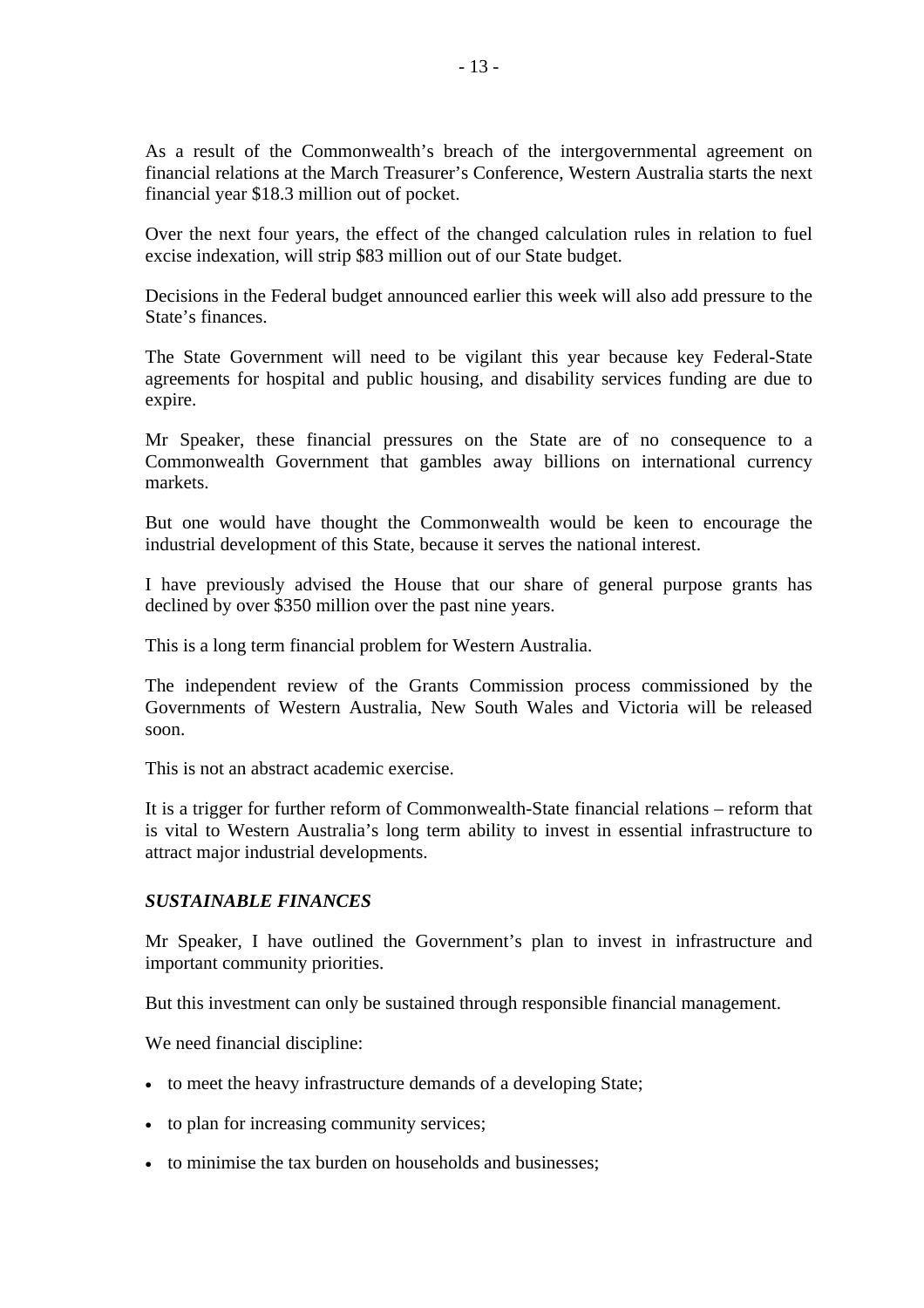As a result of the Commonwealth's breach of the intergovernmental agreement on financial relations at the March Treasurer's Conference, Western Australia starts the next financial year $18.3 million out of pocket.

Over the next four years, the effect of the changed calculation rules in relation to fuel excise indexation, will strip $83 million out of our State budget.

Decisions in the Federal budget announced earlier this week will also add pressure to the State's finances.

The State Government will need to be vigilant this year because key Federal-State agreements for hospital and public housing, and disability services funding are due to expire.

Mr Speaker, these financial pressures on the State are of no consequence to a Commonwealth Government that gambles away billions on international currency markets.

But one would have thought the Commonwealth would be keen to encourage the industrial development of this State, because it serves the national interest.

I have previously advised the House that our share of general purpose grants has declined by over $350 million over the past nine years.

This is a long term financial problem for Western Australia.

The independent review of the Grants Commission process commissioned by the Governments of Western Australia, New South Wales and Victoria will be released soon.

This is not an abstract academic exercise.

It is a trigger for further reform of Commonwealth-State financial relations – reform that is vital to Western Australia's long term ability to invest in essential infrastructure to attract major industrial developments.

### *SUSTAINABLE FINANCES*

Mr Speaker, I have outlined the Government's plan to invest in infrastructure and important community priorities.

But this investment can only be sustained through responsible financial management.

We need financial discipline:

- to meet the heavy infrastructure demands of a developing State;
- to plan for increasing community services;
- to minimise the tax burden on households and businesses;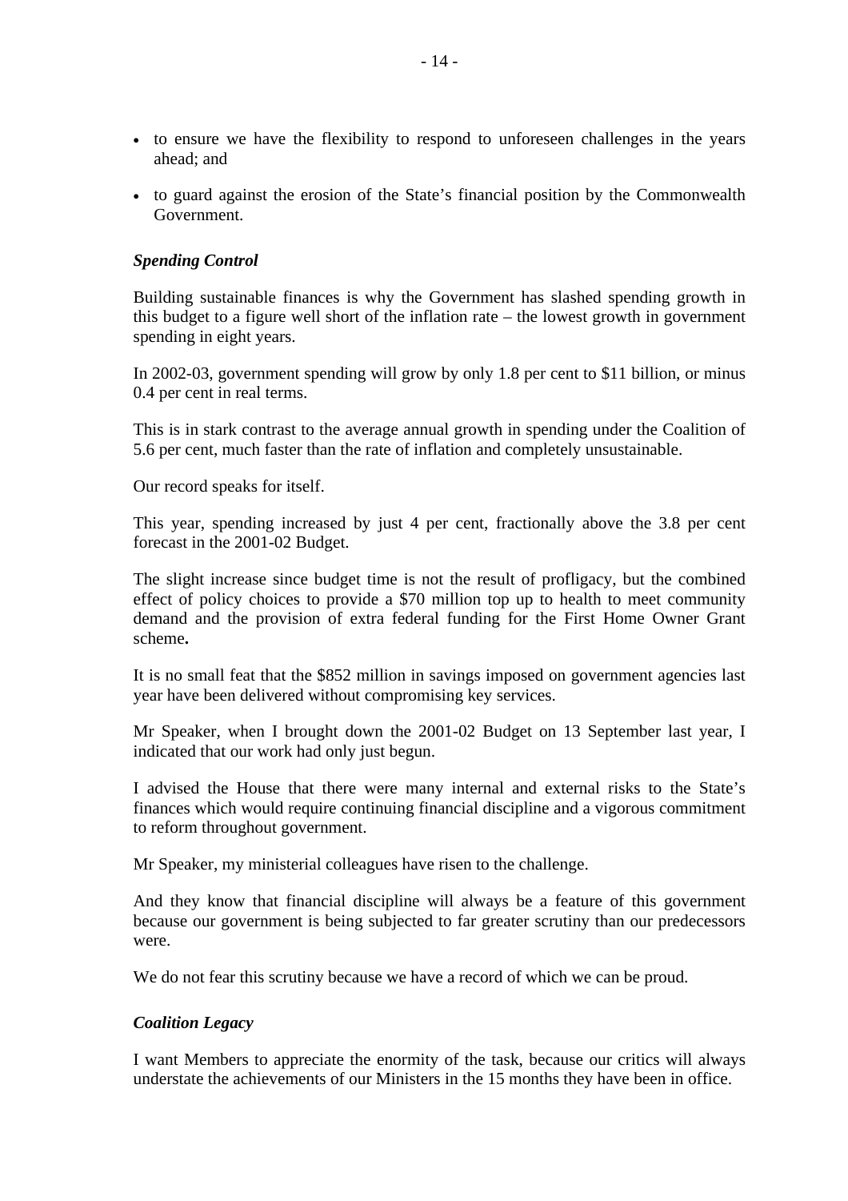- to ensure we have the flexibility to respond to unforeseen challenges in the years ahead; and
- to guard against the erosion of the State's financial position by the Commonwealth Government.

### *Spending Control*

Building sustainable finances is why the Government has slashed spending growth in this budget to a figure well short of the inflation rate – the lowest growth in government spending in eight years.

In 2002-03, government spending will grow by only 1.8 per cent to $11 billion, or minus 0.4 per cent in real terms.

This is in stark contrast to the average annual growth in spending under the Coalition of 5.6 per cent, much faster than the rate of inflation and completely unsustainable.

Our record speaks for itself.

This year, spending increased by just 4 per cent, fractionally above the 3.8 per cent forecast in the 2001-02 Budget.

The slight increase since budget time is not the result of profligacy, but the combined effect of policy choices to provide a $70 million top up to health to meet community demand and the provision of extra federal funding for the First Home Owner Grant scheme**.**

It is no small feat that the $852 million in savings imposed on government agencies last year have been delivered without compromising key services.

Mr Speaker, when I brought down the 2001-02 Budget on 13 September last year, I indicated that our work had only just begun.

I advised the House that there were many internal and external risks to the State's finances which would require continuing financial discipline and a vigorous commitment to reform throughout government.

Mr Speaker, my ministerial colleagues have risen to the challenge.

And they know that financial discipline will always be a feature of this government because our government is being subjected to far greater scrutiny than our predecessors were.

We do not fear this scrutiny because we have a record of which we can be proud.

### *Coalition Legacy*

I want Members to appreciate the enormity of the task, because our critics will always understate the achievements of our Ministers in the 15 months they have been in office.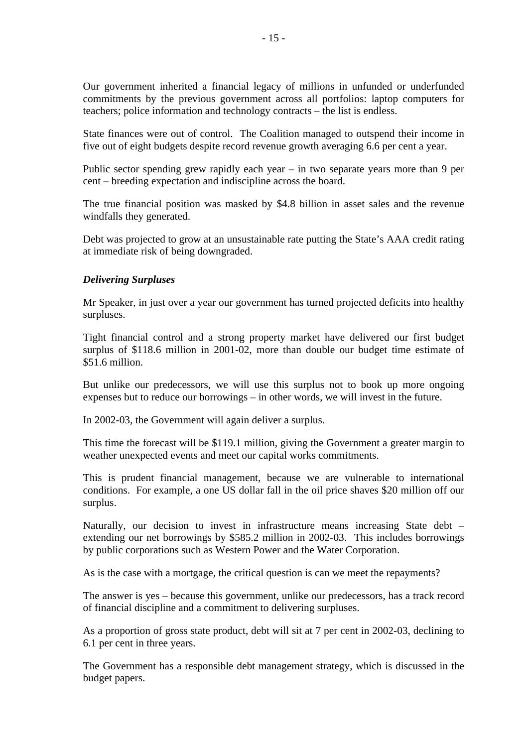Our government inherited a financial legacy of millions in unfunded or underfunded commitments by the previous government across all portfolios: laptop computers for teachers; police information and technology contracts – the list is endless.

State finances were out of control. The Coalition managed to outspend their income in five out of eight budgets despite record revenue growth averaging 6.6 per cent a year.

Public sector spending grew rapidly each year – in two separate years more than 9 per cent – breeding expectation and indiscipline across the board.

The true financial position was masked by $4.8 billion in asset sales and the revenue windfalls they generated.

Debt was projected to grow at an unsustainable rate putting the State's AAA credit rating at immediate risk of being downgraded.

***Delivering Surpluses***

Mr Speaker, in just over a year our government has turned projected deficits into healthy surpluses.

Tight financial control and a strong property market have delivered our first budget surplus of $118.6 million in 2001-02, more than double our budget time estimate of $51.6 million.

But unlike our predecessors, we will use this surplus not to book up more ongoing expenses but to reduce our borrowings – in other words, we will invest in the future.

In 2002-03, the Government will again deliver a surplus.

This time the forecast will be $119.1 million, giving the Government a greater margin to weather unexpected events and meet our capital works commitments.

This is prudent financial management, because we are vulnerable to international conditions. For example, a one US dollar fall in the oil price shaves $20 million off our surplus.

Naturally, our decision to invest in infrastructure means increasing State debt – extending our net borrowings by $585.2 million in 2002-03. This includes borrowings by public corporations such as Western Power and the Water Corporation.

As is the case with a mortgage, the critical question is can we meet the repayments?

The answer is yes – because this government, unlike our predecessors, has a track record of financial discipline and a commitment to delivering surpluses.

As a proportion of gross state product, debt will sit at 7 per cent in 2002-03, declining to 6.1 per cent in three years.

The Government has a responsible debt management strategy, which is discussed in the budget papers.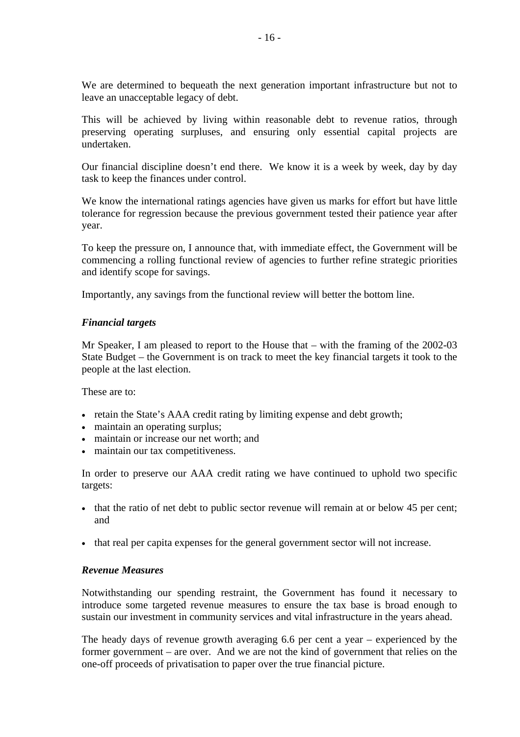We are determined to bequeath the next generation important infrastructure but not to leave an unacceptable legacy of debt.

This will be achieved by living within reasonable debt to revenue ratios, through preserving operating surpluses, and ensuring only essential capital projects are undertaken.

Our financial discipline doesn't end there. We know it is a week by week, day by day task to keep the finances under control.

We know the international ratings agencies have given us marks for effort but have little tolerance for regression because the previous government tested their patience year after year.

To keep the pressure on, I announce that, with immediate effect, the Government will be commencing a rolling functional review of agencies to further refine strategic priorities and identify scope for savings.

Importantly, any savings from the functional review will better the bottom line.

### *Financial targets*

Mr Speaker, I am pleased to report to the House that – with the framing of the 2002-03 State Budget – the Government is on track to meet the key financial targets it took to the people at the last election.

These are to:

- retain the State's AAA credit rating by limiting expense and debt growth;
- maintain an operating surplus;
- maintain or increase our net worth; and
- maintain our tax competitiveness.

In order to preserve our AAA credit rating we have continued to uphold two specific targets:

- that the ratio of net debt to public sector revenue will remain at or below 45 per cent; and
- that real per capita expenses for the general government sector will not increase.

### *Revenue Measures*

Notwithstanding our spending restraint, the Government has found it necessary to introduce some targeted revenue measures to ensure the tax base is broad enough to sustain our investment in community services and vital infrastructure in the years ahead.

The heady days of revenue growth averaging 6.6 per cent a year – experienced by the former government – are over. And we are not the kind of government that relies on the one-off proceeds of privatisation to paper over the true financial picture.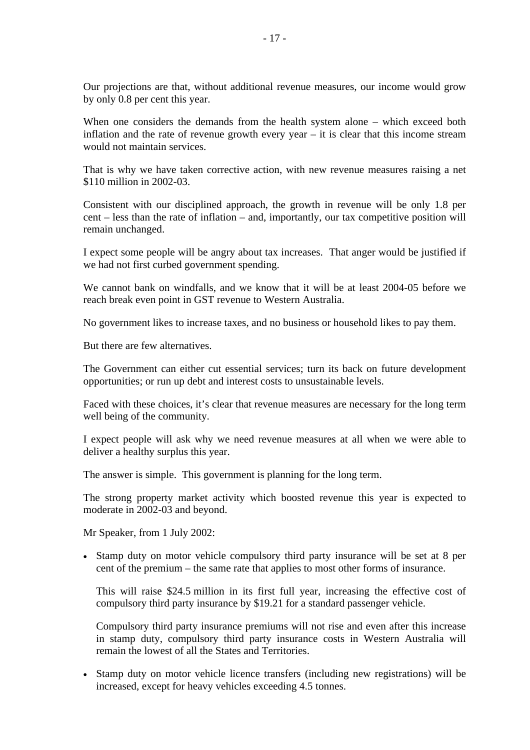Our projections are that, without additional revenue measures, our income would grow by only 0.8 per cent this year.

When one considers the demands from the health system alone – which exceed both inflation and the rate of revenue growth every year – it is clear that this income stream would not maintain services.

That is why we have taken corrective action, with new revenue measures raising a net $110 million in 2002-03.

Consistent with our disciplined approach, the growth in revenue will be only 1.8 per cent – less than the rate of inflation – and, importantly, our tax competitive position will remain unchanged.

I expect some people will be angry about tax increases. That anger would be justified if we had not first curbed government spending.

We cannot bank on windfalls, and we know that it will be at least 2004-05 before we reach break even point in GST revenue to Western Australia.

No government likes to increase taxes, and no business or household likes to pay them.

But there are few alternatives.

The Government can either cut essential services; turn its back on future development opportunities; or run up debt and interest costs to unsustainable levels.

Faced with these choices, it's clear that revenue measures are necessary for the long term well being of the community.

I expect people will ask why we need revenue measures at all when we were able to deliver a healthy surplus this year.

The answer is simple. This government is planning for the long term.

The strong property market activity which boosted revenue this year is expected to moderate in 2002-03 and beyond.

Mr Speaker, from 1 July 2002:

- Stamp duty on motor vehicle compulsory third party insurance will be set at 8 per cent of the premium – the same rate that applies to most other forms of insurance.

  This will raise $24.5 million in its first full year, increasing the effective cost of compulsory third party insurance by $19.21 for a standard passenger vehicle.

  Compulsory third party insurance premiums will not rise and even after this increase in stamp duty, compulsory third party insurance costs in Western Australia will remain the lowest of all the States and Territories.

- Stamp duty on motor vehicle licence transfers (including new registrations) will be increased, except for heavy vehicles exceeding 4.5 tonnes.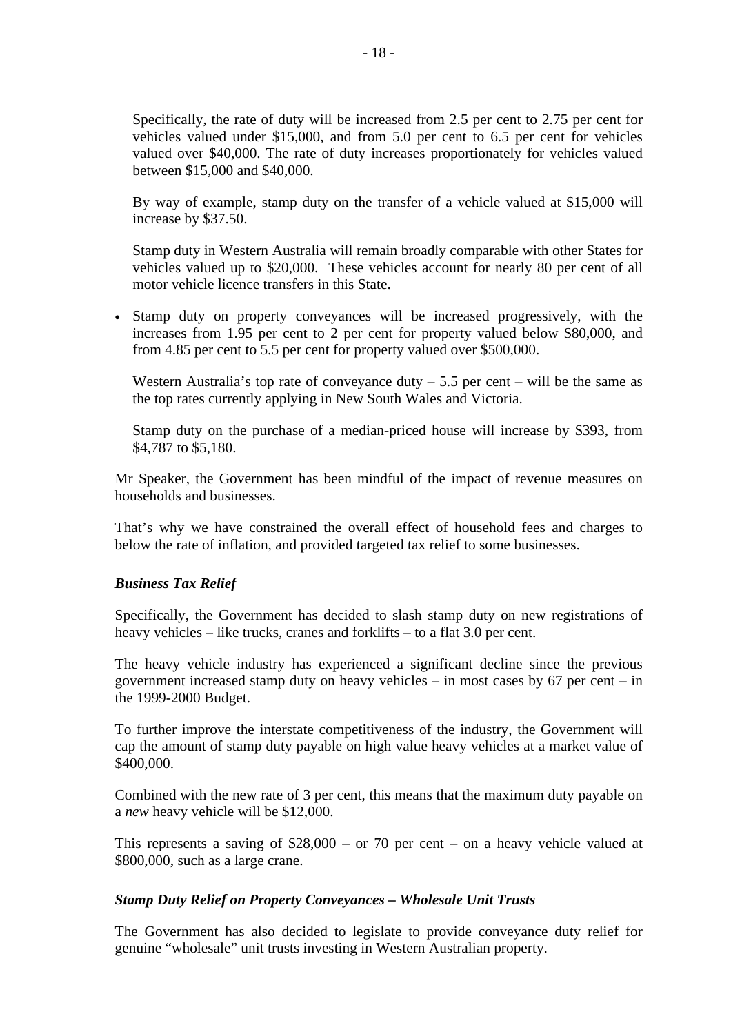Specifically, the rate of duty will be increased from 2.5 per cent to 2.75 per cent for vehicles valued under $15,000, and from 5.0 per cent to 6.5 per cent for vehicles valued over $40,000. The rate of duty increases proportionately for vehicles valued between $15,000 and $40,000.

By way of example, stamp duty on the transfer of a vehicle valued at $15,000 will increase by $37.50.

Stamp duty in Western Australia will remain broadly comparable with other States for vehicles valued up to $20,000. These vehicles account for nearly 80 per cent of all motor vehicle licence transfers in this State.

- Stamp duty on property conveyances will be increased progressively, with the increases from 1.95 per cent to 2 per cent for property valued below $80,000, and from 4.85 per cent to 5.5 per cent for property valued over $500,000.

  Western Australia's top rate of conveyance duty – 5.5 per cent – will be the same as the top rates currently applying in New South Wales and Victoria.

  Stamp duty on the purchase of a median-priced house will increase by $393, from $4,787 to $5,180.

Mr Speaker, the Government has been mindful of the impact of revenue measures on households and businesses.

That's why we have constrained the overall effect of household fees and charges to below the rate of inflation, and provided targeted tax relief to some businesses.

### *Business Tax Relief*

Specifically, the Government has decided to slash stamp duty on new registrations of heavy vehicles – like trucks, cranes and forklifts – to a flat 3.0 per cent.

The heavy vehicle industry has experienced a significant decline since the previous government increased stamp duty on heavy vehicles – in most cases by 67 per cent – in the 1999-2000 Budget.

To further improve the interstate competitiveness of the industry, the Government will cap the amount of stamp duty payable on high value heavy vehicles at a market value of $400,000.

Combined with the new rate of 3 per cent, this means that the maximum duty payable on a *new* heavy vehicle will be $12,000.

This represents a saving of $28,000 – or 70 per cent – on a heavy vehicle valued at $800,000, such as a large crane.

### *Stamp Duty Relief on Property Conveyances – Wholesale Unit Trusts*

The Government has also decided to legislate to provide conveyance duty relief for genuine "wholesale" unit trusts investing in Western Australian property.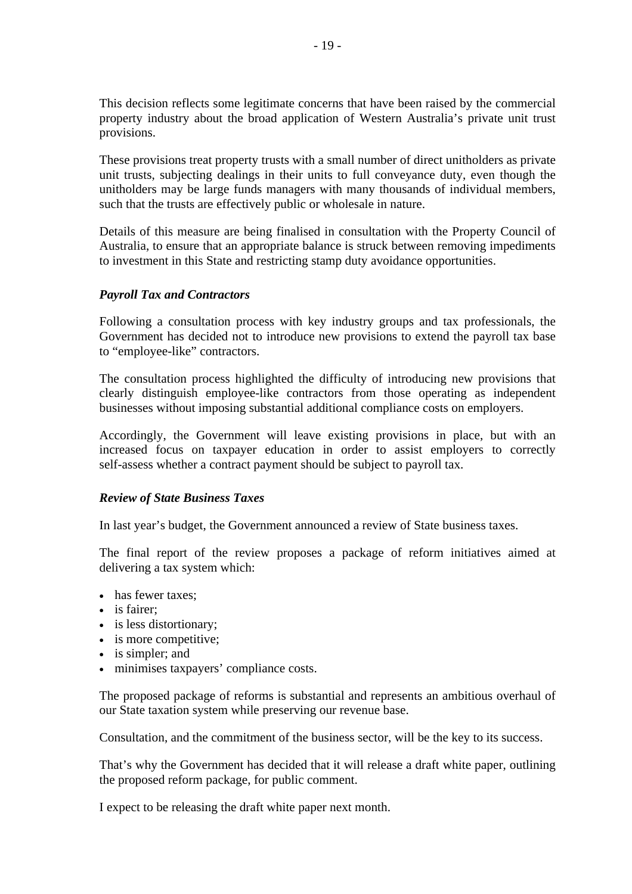This decision reflects some legitimate concerns that have been raised by the commercial property industry about the broad application of Western Australia's private unit trust provisions.

These provisions treat property trusts with a small number of direct unitholders as private unit trusts, subjecting dealings in their units to full conveyance duty, even though the unitholders may be large funds managers with many thousands of individual members, such that the trusts are effectively public or wholesale in nature.

Details of this measure are being finalised in consultation with the Property Council of Australia, to ensure that an appropriate balance is struck between removing impediments to investment in this State and restricting stamp duty avoidance opportunities.

### *Payroll Tax and Contractors*

Following a consultation process with key industry groups and tax professionals, the Government has decided not to introduce new provisions to extend the payroll tax base to "employee-like" contractors.

The consultation process highlighted the difficulty of introducing new provisions that clearly distinguish employee-like contractors from those operating as independent businesses without imposing substantial additional compliance costs on employers.

Accordingly, the Government will leave existing provisions in place, but with an increased focus on taxpayer education in order to assist employers to correctly self-assess whether a contract payment should be subject to payroll tax.

### *Review of State Business Taxes*

In last year's budget, the Government announced a review of State business taxes.

The final report of the review proposes a package of reform initiatives aimed at delivering a tax system which:

- has fewer taxes;
- is fairer;
- is less distortionary;
- is more competitive;
- is simpler; and
- minimises taxpayers' compliance costs.

The proposed package of reforms is substantial and represents an ambitious overhaul of our State taxation system while preserving our revenue base.

Consultation, and the commitment of the business sector, will be the key to its success.

That's why the Government has decided that it will release a draft white paper, outlining the proposed reform package, for public comment.

I expect to be releasing the draft white paper next month.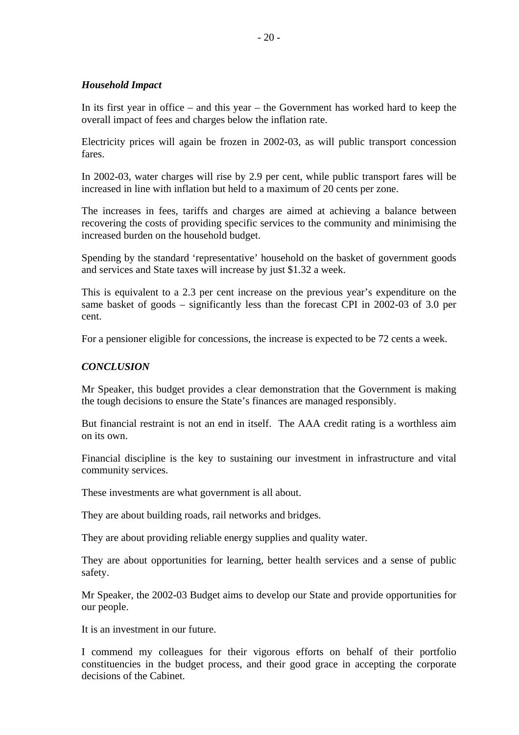### *Household Impact*

In its first year in office – and this year – the Government has worked hard to keep the overall impact of fees and charges below the inflation rate.

Electricity prices will again be frozen in 2002-03, as will public transport concession fares.

In 2002-03, water charges will rise by 2.9 per cent, while public transport fares will be increased in line with inflation but held to a maximum of 20 cents per zone.

The increases in fees, tariffs and charges are aimed at achieving a balance between recovering the costs of providing specific services to the community and minimising the increased burden on the household budget.

Spending by the standard 'representative' household on the basket of government goods and services and State taxes will increase by just $1.32 a week.

This is equivalent to a 2.3 per cent increase on the previous year's expenditure on the same basket of goods – significantly less than the forecast CPI in 2002-03 of 3.0 per cent.

For a pensioner eligible for concessions, the increase is expected to be 72 cents a week.

## *CONCLUSION*

Mr Speaker, this budget provides a clear demonstration that the Government is making the tough decisions to ensure the State's finances are managed responsibly.

But financial restraint is not an end in itself. The AAA credit rating is a worthless aim on its own.

Financial discipline is the key to sustaining our investment in infrastructure and vital community services.

These investments are what government is all about.

They are about building roads, rail networks and bridges.

They are about providing reliable energy supplies and quality water.

They are about opportunities for learning, better health services and a sense of public safety.

Mr Speaker, the 2002-03 Budget aims to develop our State and provide opportunities for our people.

It is an investment in our future.

I commend my colleagues for their vigorous efforts on behalf of their portfolio constituencies in the budget process, and their good grace in accepting the corporate decisions of the Cabinet.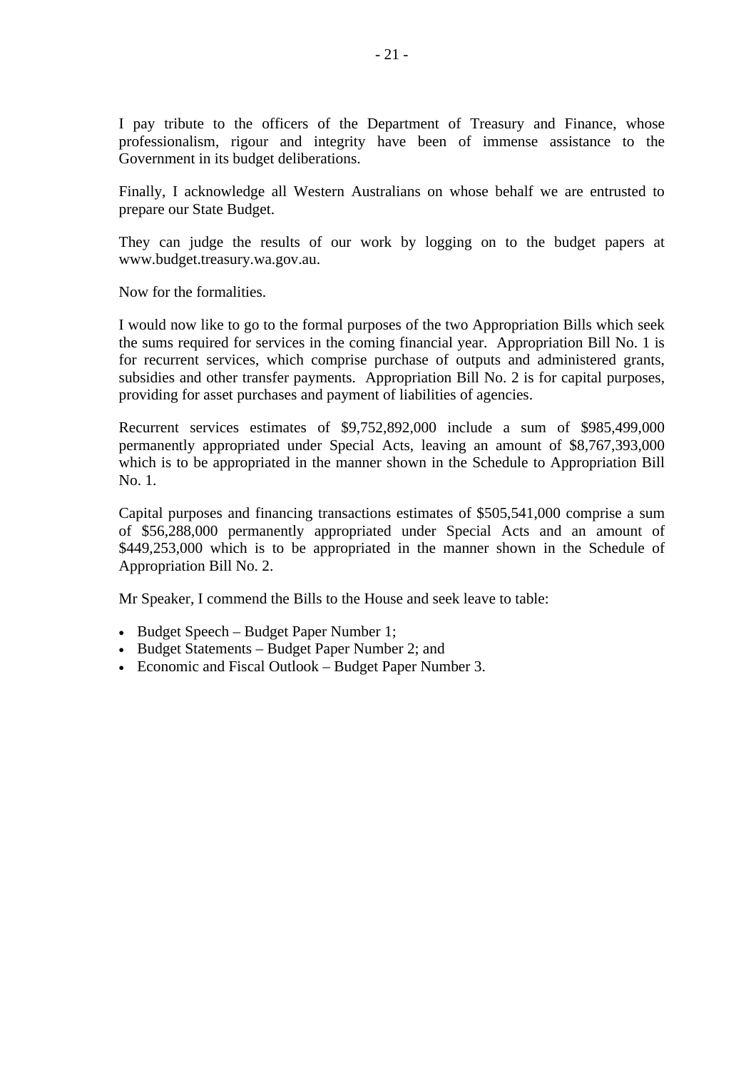I pay tribute to the officers of the Department of Treasury and Finance, whose professionalism, rigour and integrity have been of immense assistance to the Government in its budget deliberations.

Finally, I acknowledge all Western Australians on whose behalf we are entrusted to prepare our State Budget.

They can judge the results of our work by logging on to the budget papers at www.budget.treasury.wa.gov.au.

Now for the formalities.

I would now like to go to the formal purposes of the two Appropriation Bills which seek the sums required for services in the coming financial year. Appropriation Bill No. 1 is for recurrent services, which comprise purchase of outputs and administered grants, subsidies and other transfer payments. Appropriation Bill No. 2 is for capital purposes, providing for asset purchases and payment of liabilities of agencies.

Recurrent services estimates of $9,752,892,000 include a sum of $985,499,000 permanently appropriated under Special Acts, leaving an amount of $8,767,393,000 which is to be appropriated in the manner shown in the Schedule to Appropriation Bill No. 1.

Capital purposes and financing transactions estimates of $505,541,000 comprise a sum of $56,288,000 permanently appropriated under Special Acts and an amount of $449,253,000 which is to be appropriated in the manner shown in the Schedule of Appropriation Bill No. 2.

Mr Speaker, I commend the Bills to the House and seek leave to table:

- Budget Speech – Budget Paper Number 1;
- Budget Statements – Budget Paper Number 2; and
- Economic and Fiscal Outlook – Budget Paper Number 3.